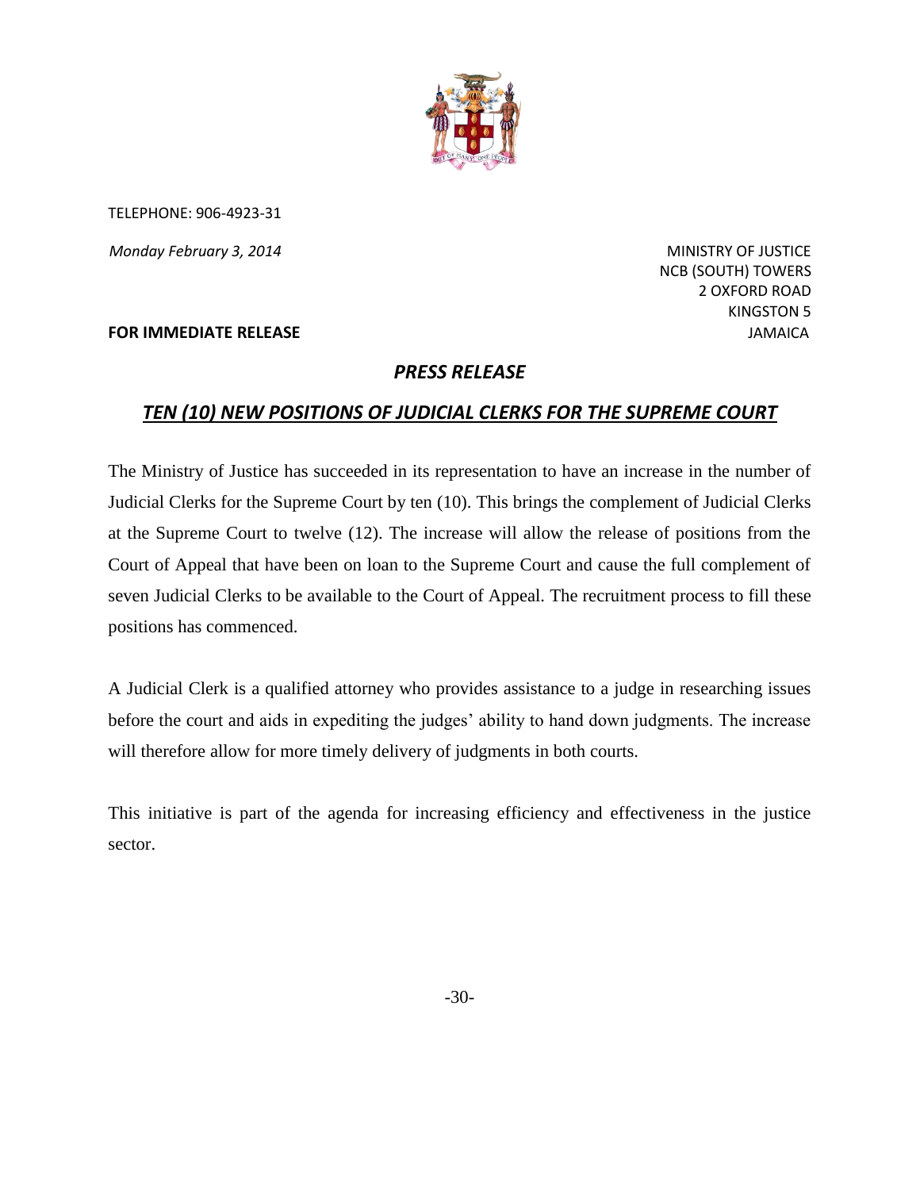TELEPHONE: 906-4923-31

*Monday February 3, 2014*

MINISTRY OF JUSTICE
NCB (SOUTH) TOWERS
2 OXFORD ROAD
KINGSTON 5
JAMAICA

**FOR IMMEDIATE RELEASE**

## *PRESS RELEASE*

## ***TEN (10) NEW POSITIONS OF JUDICIAL CLERKS FOR THE SUPREME COURT***

The Ministry of Justice has succeeded in its representation to have an increase in the number of Judicial Clerks for the Supreme Court by ten (10). This brings the complement of Judicial Clerks at the Supreme Court to twelve (12). The increase will allow the release of positions from the Court of Appeal that have been on loan to the Supreme Court and cause the full complement of seven Judicial Clerks to be available to the Court of Appeal. The recruitment process to fill these positions has commenced.

A Judicial Clerk is a qualified attorney who provides assistance to a judge in researching issues before the court and aids in expediting the judges' ability to hand down judgments. The increase will therefore allow for more timely delivery of judgments in both courts.

This initiative is part of the agenda for increasing efficiency and effectiveness in the justice sector.

-30-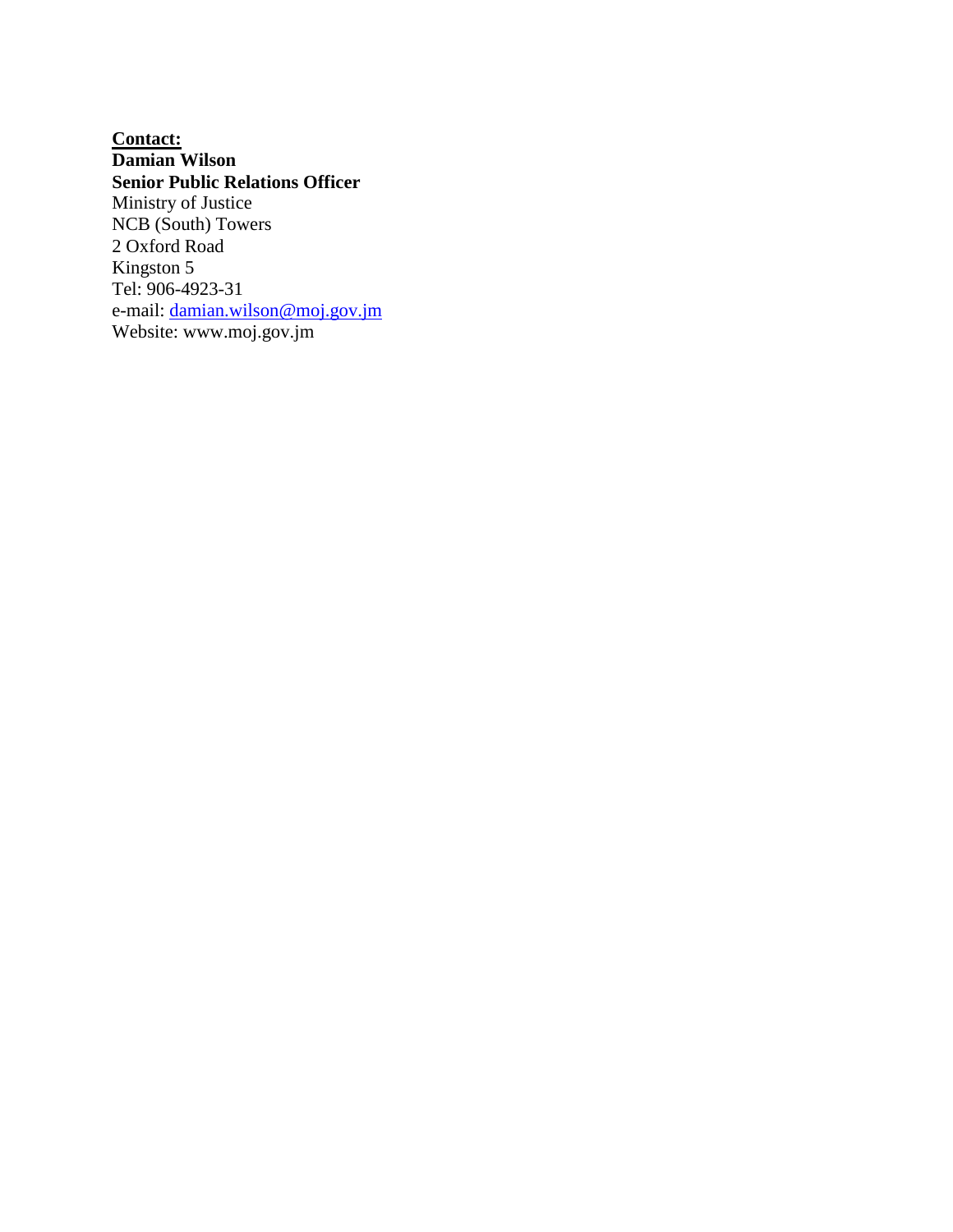**Contact:**
**Damian Wilson**
**Senior Public Relations Officer**
Ministry of Justice
NCB (South) Towers
2 Oxford Road
Kingston 5
Tel: 906-4923-31
e-mail: damian.wilson@moj.gov.jm
Website: www.moj.gov.jm